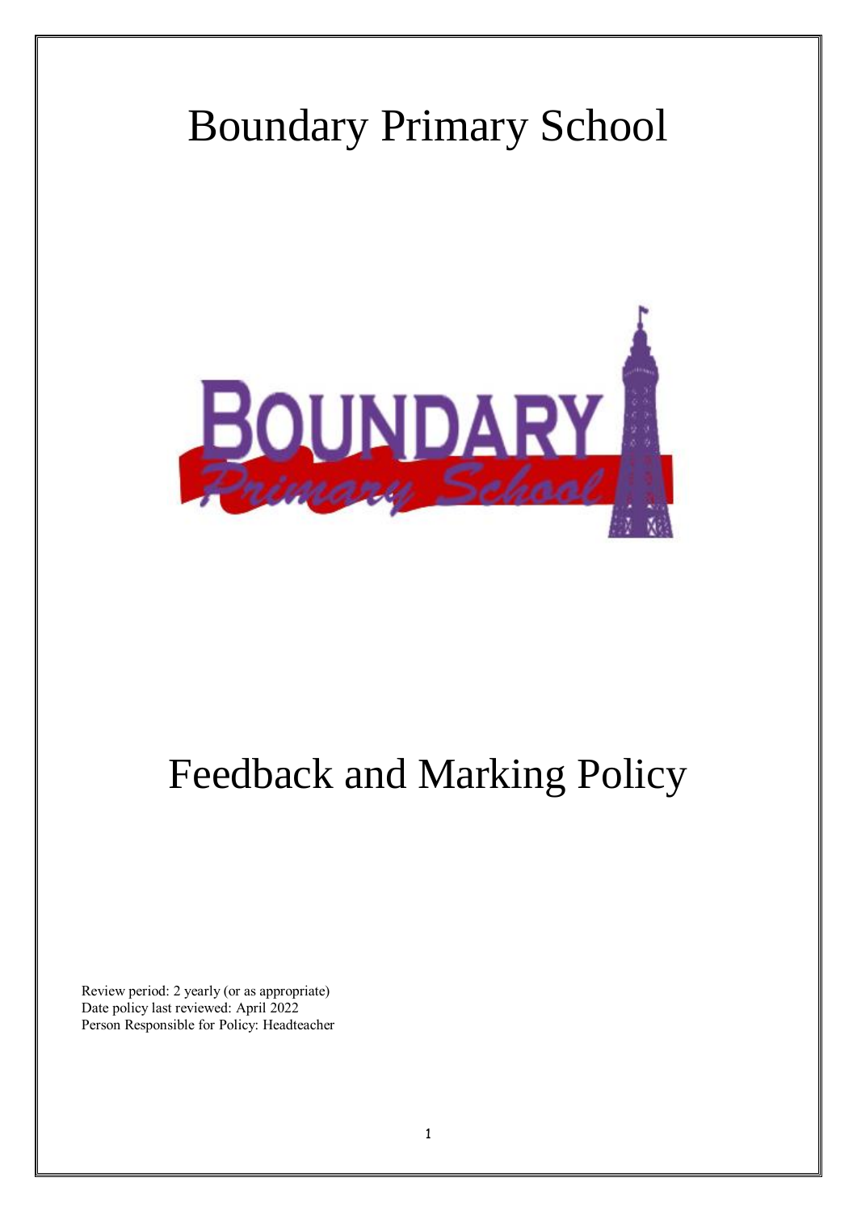# Boundary Primary School

# Feedback and Marking Policy

Review period: 2 yearly (or as appropriate)
Date policy last reviewed: April 2022
Person Responsible for Policy: Headteacher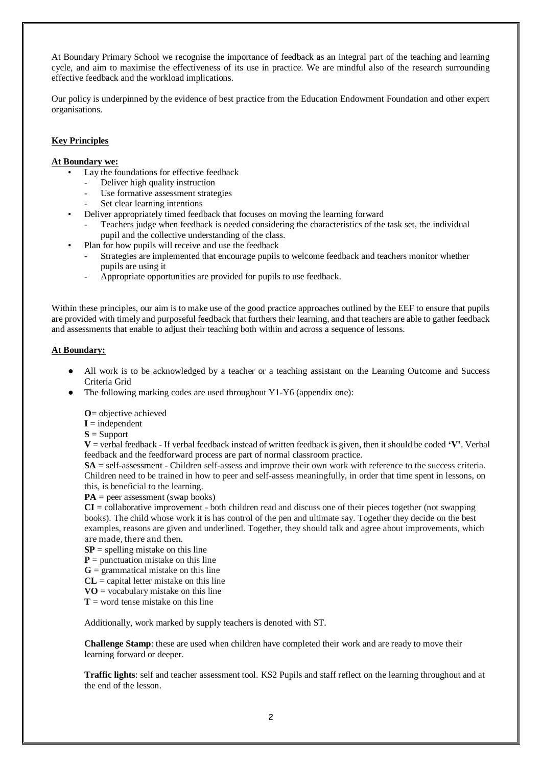At Boundary Primary School we recognise the importance of feedback as an integral part of the teaching and learning cycle, and aim to maximise the effectiveness of its use in practice. We are mindful also of the research surrounding effective feedback and the workload implications.

Our policy is underpinned by the evidence of best practice from the Education Endowment Foundation and other expert organisations.

**Key Principles**

**At Boundary we:**

- Lay the foundations for effective feedback
  - Deliver high quality instruction
  - Use formative assessment strategies
  - Set clear learning intentions
- Deliver appropriately timed feedback that focuses on moving the learning forward
  - Teachers judge when feedback is needed considering the characteristics of the task set, the individual pupil and the collective understanding of the class.
- Plan for how pupils will receive and use the feedback
  - Strategies are implemented that encourage pupils to welcome feedback and teachers monitor whether pupils are using it
  - Appropriate opportunities are provided for pupils to use feedback.

Within these principles, our aim is to make use of the good practice approaches outlined by the EEF to ensure that pupils are provided with timely and purposeful feedback that furthers their learning, and that teachers are able to gather feedback and assessments that enable to adjust their teaching both within and across a sequence of lessons.

**At Boundary:**

- All work is to be acknowledged by a teacher or a teaching assistant on the Learning Outcome and Success Criteria Grid
- The following marking codes are used throughout Y1-Y6 (appendix one):

  **O**= objective achieved
  **I** = independent
  **S** = Support
  **V** = verbal feedback - If verbal feedback instead of written feedback is given, then it should be coded **'V'**. Verbal feedback and the feedforward process are part of normal classroom practice.
  **SA** = self-assessment - Children self-assess and improve their own work with reference to the success criteria. Children need to be trained in how to peer and self-assess meaningfully, in order that time spent in lessons, on this, is beneficial to the learning.
  **PA** = peer assessment (swap books)
  **CI** = collaborative improvement - both children read and discuss one of their pieces together (not swapping books). The child whose work it is has control of the pen and ultimate say. Together they decide on the best examples, reasons are given and underlined. Together, they should talk and agree about improvements, which are made, there and then.
  **SP** = spelling mistake on this line
  **P** = punctuation mistake on this line
  **G** = grammatical mistake on this line
  **CL** = capital letter mistake on this line
  **VO** = vocabulary mistake on this line
  **T** = word tense mistake on this line

  Additionally, work marked by supply teachers is denoted with ST.

  **Challenge Stamp**: these are used when children have completed their work and are ready to move their learning forward or deeper.

  **Traffic lights**: self and teacher assessment tool. KS2 Pupils and staff reflect on the learning throughout and at the end of the lesson.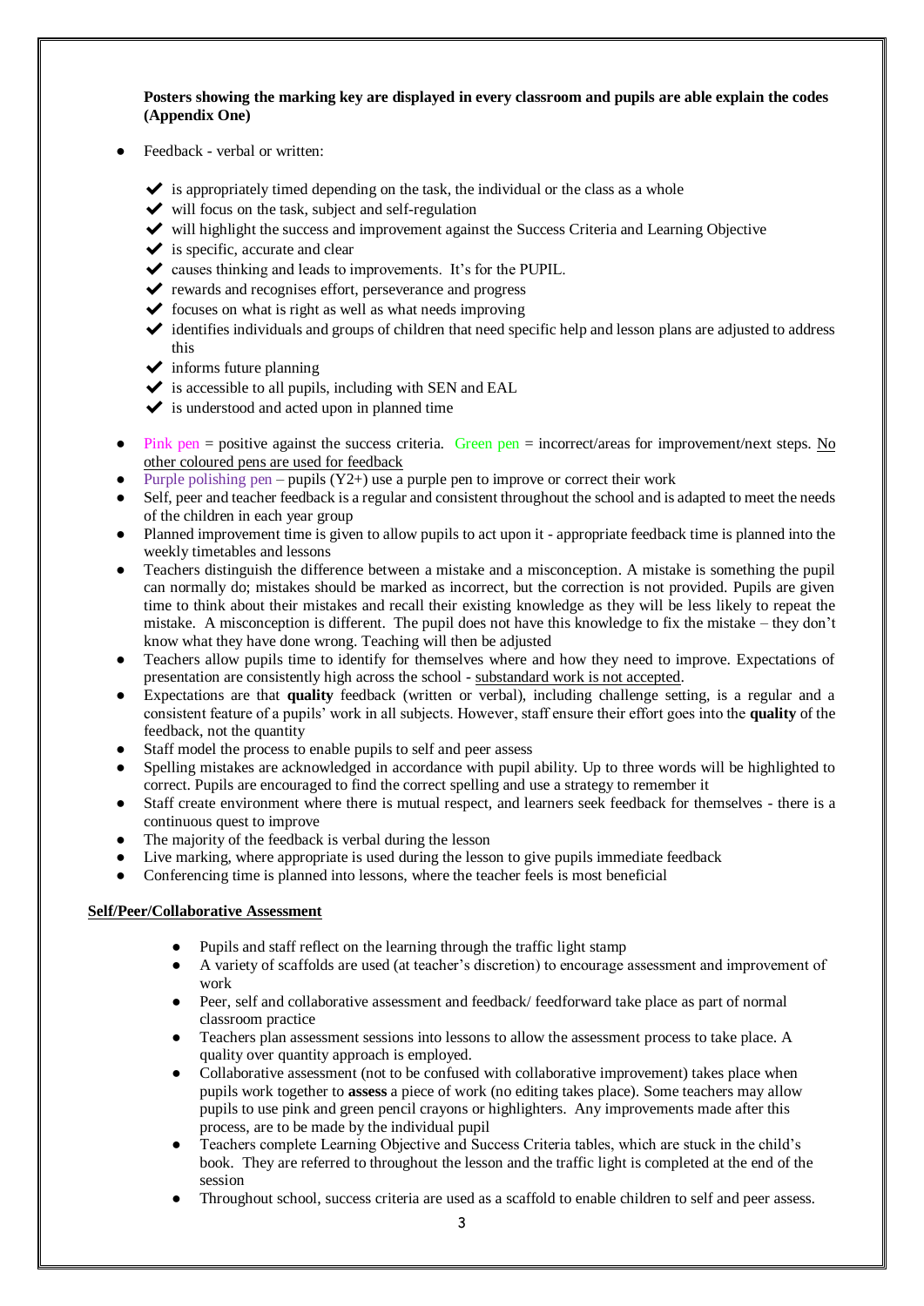**Posters showing the marking key are displayed in every classroom and pupils are able explain the codes (Appendix One)**

- Feedback - verbal or written:
  - ✔ is appropriately timed depending on the task, the individual or the class as a whole
  - ✔ will focus on the task, subject and self-regulation
  - ✔ will highlight the success and improvement against the Success Criteria and Learning Objective
  - ✔ is specific, accurate and clear
  - ✔ causes thinking and leads to improvements. It's for the PUPIL.
  - ✔ rewards and recognises effort, perseverance and progress
  - ✔ focuses on what is right as well as what needs improving
  - ✔ identifies individuals and groups of children that need specific help and lesson plans are adjusted to address this
  - ✔ informs future planning
  - ✔ is accessible to all pupils, including with SEN and EAL
  - ✔ is understood and acted upon in planned time
- Pink pen = positive against the success criteria. Green pen = incorrect/areas for improvement/next steps. <u>No other coloured pens are used for feedback</u>
- Purple polishing pen – pupils (Y2+) use a purple pen to improve or correct their work
- Self, peer and teacher feedback is a regular and consistent throughout the school and is adapted to meet the needs of the children in each year group
- Planned improvement time is given to allow pupils to act upon it - appropriate feedback time is planned into the weekly timetables and lessons
- Teachers distinguish the difference between a mistake and a misconception. A mistake is something the pupil can normally do; mistakes should be marked as incorrect, but the correction is not provided. Pupils are given time to think about their mistakes and recall their existing knowledge as they will be less likely to repeat the mistake. A misconception is different. The pupil does not have this knowledge to fix the mistake – they don't know what they have done wrong. Teaching will then be adjusted
- Teachers allow pupils time to identify for themselves where and how they need to improve. Expectations of presentation are consistently high across the school - <u>substandard work is not accepted</u>.
- Expectations are that **quality** feedback (written or verbal), including challenge setting, is a regular and a consistent feature of a pupils' work in all subjects. However, staff ensure their effort goes into the **quality** of the feedback, not the quantity
- Staff model the process to enable pupils to self and peer assess
- Spelling mistakes are acknowledged in accordance with pupil ability. Up to three words will be highlighted to correct. Pupils are encouraged to find the correct spelling and use a strategy to remember it
- Staff create environment where there is mutual respect, and learners seek feedback for themselves - there is a continuous quest to improve
- The majority of the feedback is verbal during the lesson
- Live marking, where appropriate is used during the lesson to give pupils immediate feedback
- Conferencing time is planned into lessons, where the teacher feels is most beneficial

**<u>Self/Peer/Collaborative Assessment</u>**

- Pupils and staff reflect on the learning through the traffic light stamp
- A variety of scaffolds are used (at teacher's discretion) to encourage assessment and improvement of work
- Peer, self and collaborative assessment and feedback/ feedforward take place as part of normal classroom practice
- Teachers plan assessment sessions into lessons to allow the assessment process to take place. A quality over quantity approach is employed.
- Collaborative assessment (not to be confused with collaborative improvement) takes place when pupils work together to **assess** a piece of work (no editing takes place). Some teachers may allow pupils to use pink and green pencil crayons or highlighters. Any improvements made after this process, are to be made by the individual pupil
- Teachers complete Learning Objective and Success Criteria tables, which are stuck in the child's book. They are referred to throughout the lesson and the traffic light is completed at the end of the session
- Throughout school, success criteria are used as a scaffold to enable children to self and peer assess.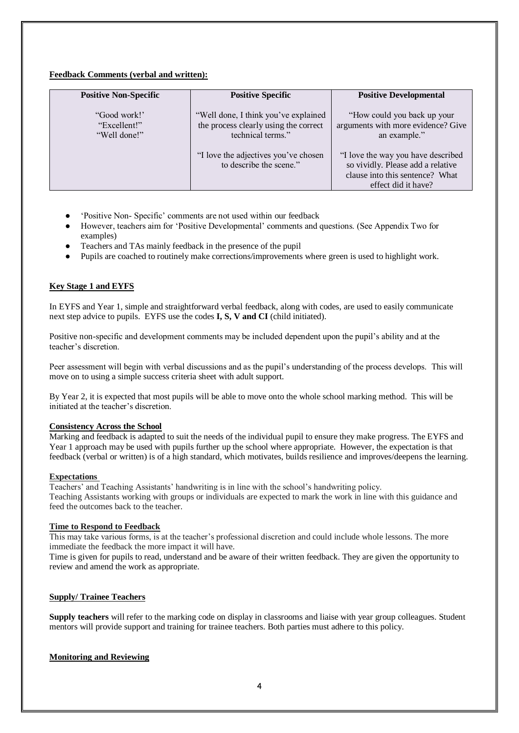**Feedback Comments (verbal and written):**

| Positive Non-Specific | Positive Specific | Positive Developmental |
|---|---|---|
| "Good work!' "Excellent!" "Well done!" | "Well done, I think you've explained the process clearly using the correct technical terms." "I love the adjectives you've chosen to describe the scene." | "How could you back up your arguments with more evidence? Give an example." "I love the way you have described so vividly. Please add a relative clause into this sentence? What effect did it have? |

- 'Positive Non- Specific' comments are not used within our feedback
- However, teachers aim for 'Positive Developmental' comments and questions. (See Appendix Two for examples)
- Teachers and TAs mainly feedback in the presence of the pupil
- Pupils are coached to routinely make corrections/improvements where green is used to highlight work.

**Key Stage 1 and EYFS**

In EYFS and Year 1, simple and straightforward verbal feedback, along with codes, are used to easily communicate next step advice to pupils. EYFS use the codes **I, S, V and CI** (child initiated).

Positive non-specific and development comments may be included dependent upon the pupil's ability and at the teacher's discretion.

Peer assessment will begin with verbal discussions and as the pupil's understanding of the process develops. This will move on to using a simple success criteria sheet with adult support.

By Year 2, it is expected that most pupils will be able to move onto the whole school marking method. This will be initiated at the teacher's discretion.

**Consistency Across the School**

Marking and feedback is adapted to suit the needs of the individual pupil to ensure they make progress. The EYFS and Year 1 approach may be used with pupils further up the school where appropriate. However, the expectation is that feedback (verbal or written) is of a high standard, which motivates, builds resilience and improves/deepens the learning.

**Expectations**

Teachers' and Teaching Assistants' handwriting is in line with the school's handwriting policy.
Teaching Assistants working with groups or individuals are expected to mark the work in line with this guidance and feed the outcomes back to the teacher.

**Time to Respond to Feedback**

This may take various forms, is at the teacher's professional discretion and could include whole lessons. The more immediate the feedback the more impact it will have.
Time is given for pupils to read, understand and be aware of their written feedback. They are given the opportunity to review and amend the work as appropriate.

**Supply/ Trainee Teachers**

**Supply teachers** will refer to the marking code on display in classrooms and liaise with year group colleagues. Student mentors will provide support and training for trainee teachers. Both parties must adhere to this policy.

**Monitoring and Reviewing**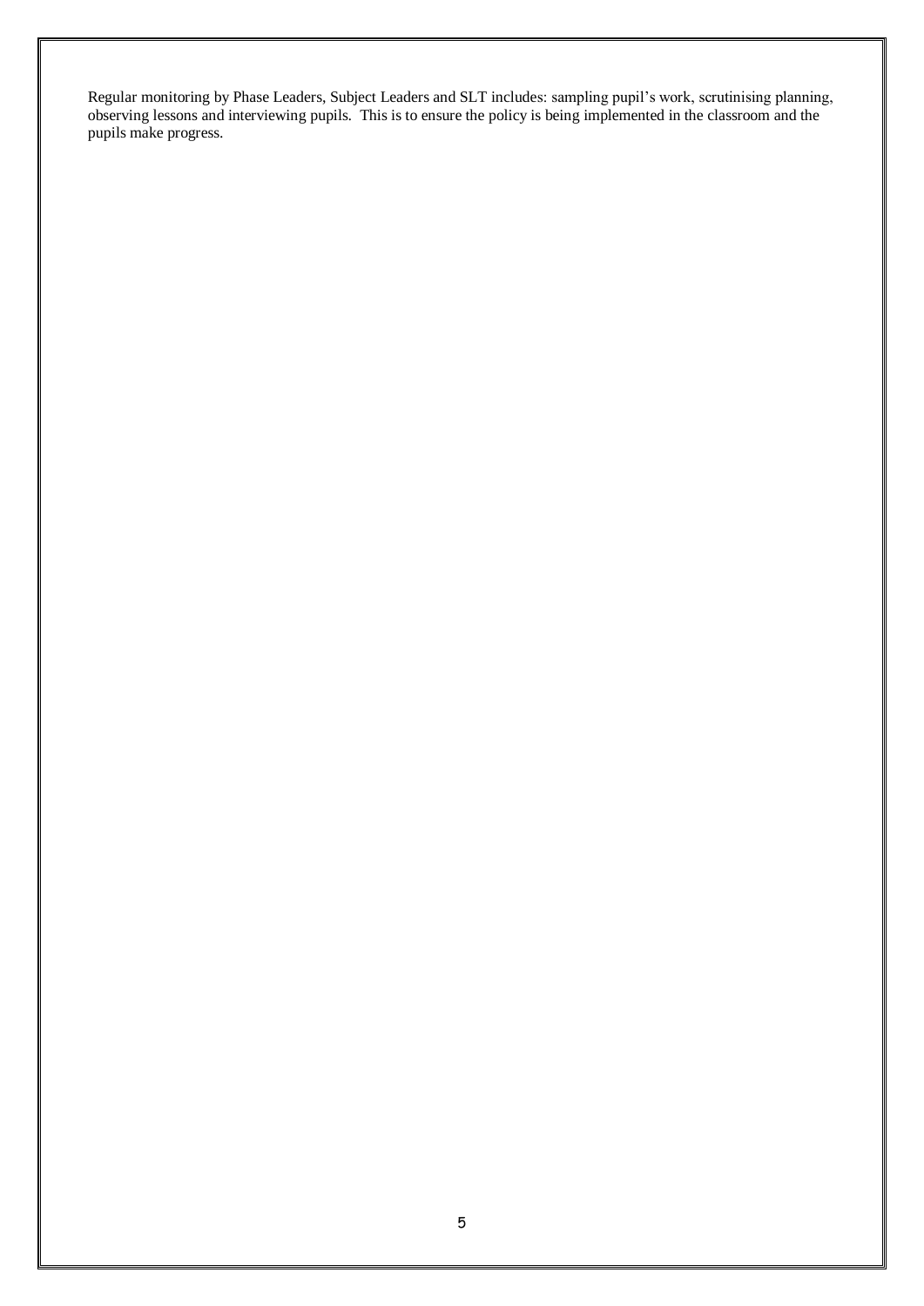Regular monitoring by Phase Leaders, Subject Leaders and SLT includes: sampling pupil's work, scrutinising planning, observing lessons and interviewing pupils. This is to ensure the policy is being implemented in the classroom and the pupils make progress.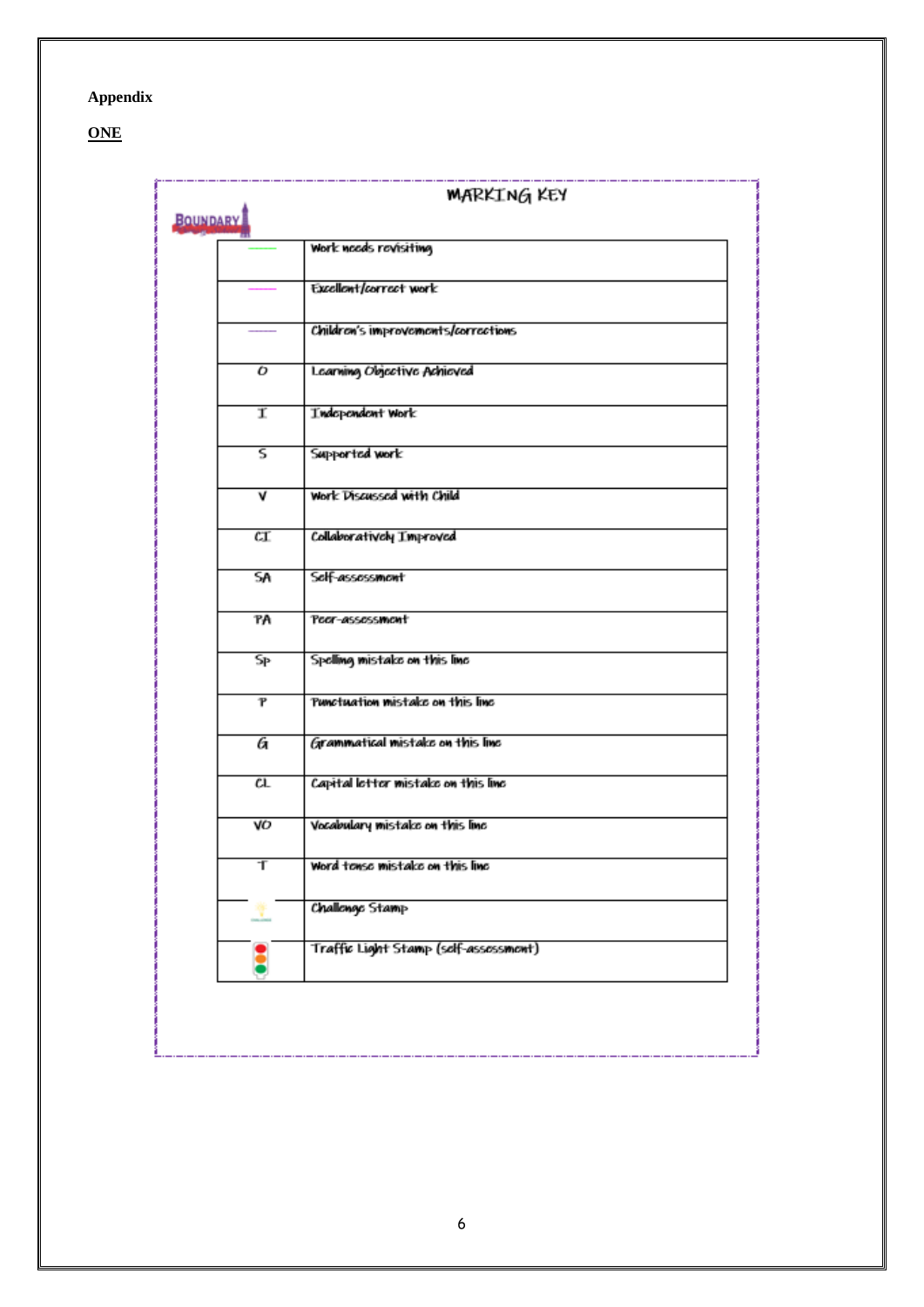**Appendix**

**<u>ONE</u>**

## MARKING KEY

BOUNDARY

| | |
|---|---|
| —— | Work needs revisiting |
| —— | Excellent/correct work |
| —— | Children's improvements/corrections |
| O | Learning Objective Achieved |
| I | Independent Work |
| S | Supported work |
| V | Work Discussed with Child |
| CI | Collaboratively Improved |
| SA | Self-assessment |
| PA | Peer-assessment |
| Sp | Spelling mistake on this line |
| P | Punctuation mistake on this line |
| G | Grammatical mistake on this line |
| CL | Capital letter mistake on this line |
| VO | Vocabulary mistake on this line |
| T | Word tense mistake on this line |
| | Challenge Stamp |
| | Traffic Light Stamp (self-assessment) |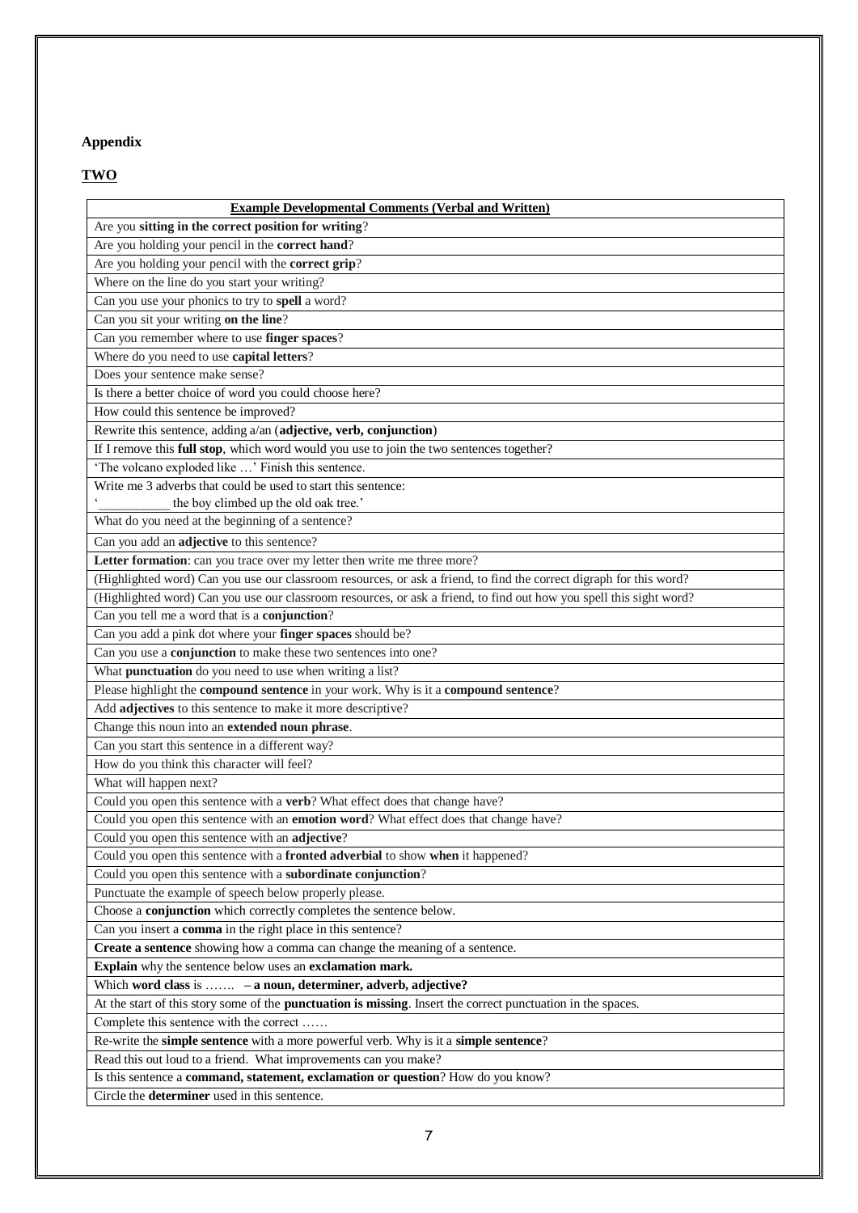**Appendix**

**TWO**

| **Example Developmental Comments (Verbal and Written)** |
|---|
| Are you **sitting in the correct position for writing**? |
| Are you holding your pencil in the **correct hand**? |
| Are you holding your pencil with the **correct grip**? |
| Where on the line do you start your writing? |
| Can you use your phonics to try to **spell** a word? |
| Can you sit your writing **on the line**? |
| Can you remember where to use **finger spaces**? |
| Where do you need to use **capital letters**? |
| Does your sentence make sense? |
| Is there a better choice of word you could choose here? |
| How could this sentence be improved? |
| Rewrite this sentence, adding a/an (**adjective, verb, conjunction**) |
| If I remove this **full stop**, which word would you use to join the two sentences together? |
| 'The volcano exploded like …' Finish this sentence. |
| Write me 3 adverbs that could be used to start this sentence: '___________ the boy climbed up the old oak tree.' |
| What do you need at the beginning of a sentence? |
| Can you add an **adjective** to this sentence? |
| **Letter formation**: can you trace over my letter then write me three more? |
| (Highlighted word) Can you use our classroom resources, or ask a friend, to find the correct digraph for this word? |
| (Highlighted word) Can you use our classroom resources, or ask a friend, to find out how you spell this sight word? |
| Can you tell me a word that is a **conjunction**? |
| Can you add a pink dot where your **finger spaces** should be? |
| Can you use a **conjunction** to make these two sentences into one? |
| What **punctuation** do you need to use when writing a list? |
| Please highlight the **compound sentence** in your work. Why is it a **compound sentence**? |
| Add **adjectives** to this sentence to make it more descriptive? |
| Change this noun into an **extended noun phrase**. |
| Can you start this sentence in a different way? |
| How do you think this character will feel? |
| What will happen next? |
| Could you open this sentence with a **verb**? What effect does that change have? |
| Could you open this sentence with an **emotion word**? What effect does that change have? |
| Could you open this sentence with an **adjective**? |
| Could you open this sentence with a **fronted adverbial** to show **when** it happened? |
| Could you open this sentence with a **subordinate conjunction**? |
| Punctuate the example of speech below properly please. |
| Choose a **conjunction** which correctly completes the sentence below. |
| Can you insert a **comma** in the right place in this sentence? |
| **Create a sentence** showing how a comma can change the meaning of a sentence. |
| **Explain** why the sentence below uses an **exclamation mark.** |
| Which **word class** is ……. **– a noun, determiner, adverb, adjective?** |
| At the start of this story some of the **punctuation is missing**. Insert the correct punctuation in the spaces. |
| Complete this sentence with the correct …… |
| Re-write the **simple sentence** with a more powerful verb. Why is it a **simple sentence**? |
| Read this out loud to a friend. What improvements can you make? |
| Is this sentence a **command, statement, exclamation or question**? How do you know? |
| Circle the **determiner** used in this sentence. |